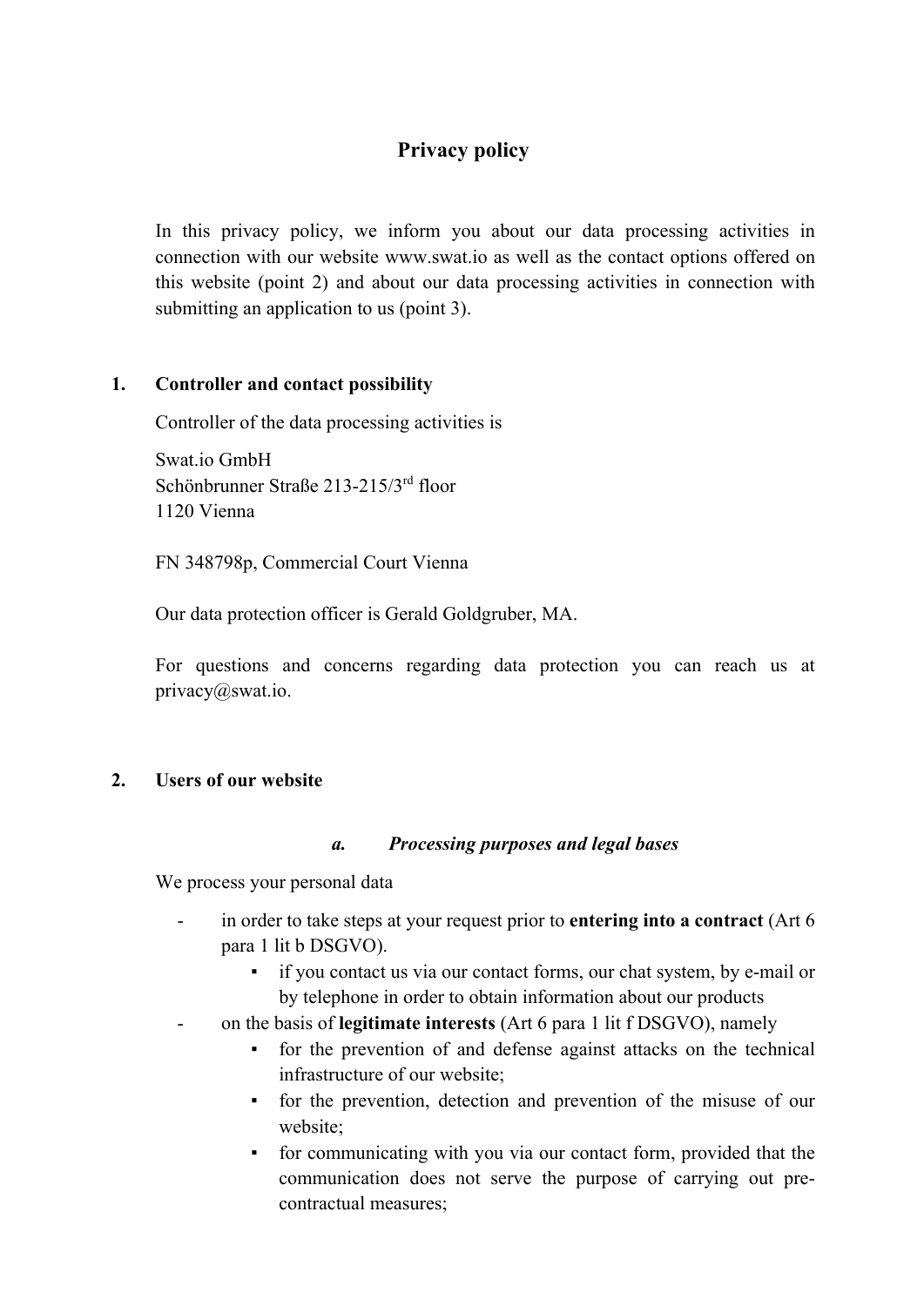# Privacy policy

In this privacy policy, we inform you about our data processing activities in connection with our website www.swat.io as well as the contact options offered on this website (point 2) and about our data processing activities in connection with submitting an application to us (point 3).

## 1. Controller and contact possibility

Controller of the data processing activities is

Swat.io GmbH
Schönbrunner Straße 213-215/3rd floor
1120 Vienna

FN 348798p, Commercial Court Vienna

Our data protection officer is Gerald Goldgruber, MA.

For questions and concerns regarding data protection you can reach us at privacy@swat.io.

## 2. Users of our website

### *a. Processing purposes and legal bases*

We process your personal data

- in order to take steps at your request prior to **entering into a contract** (Art 6 para 1 lit b DSGVO).
  - if you contact us via our contact forms, our chat system, by e-mail or by telephone in order to obtain information about our products
- on the basis of **legitimate interests** (Art 6 para 1 lit f DSGVO), namely
  - for the prevention of and defense against attacks on the technical infrastructure of our website;
  - for the prevention, detection and prevention of the misuse of our website;
  - for communicating with you via our contact form, provided that the communication does not serve the purpose of carrying out pre-contractual measures;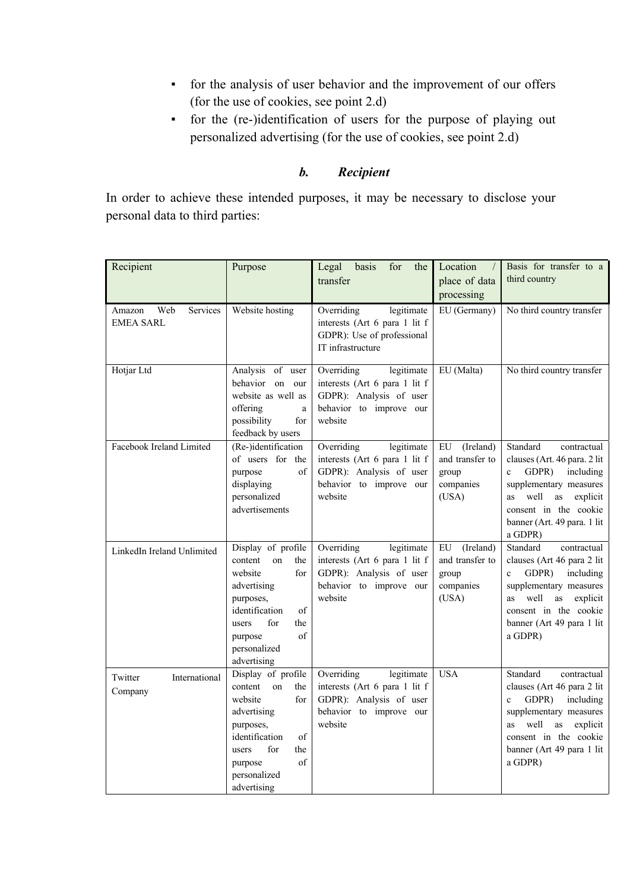- for the analysis of user behavior and the improvement of our offers (for the use of cookies, see point 2.d)
- for the (re-)identification of users for the purpose of playing out personalized advertising (for the use of cookies, see point 2.d)

### *b. Recipient*

In order to achieve these intended purposes, it may be necessary to disclose your personal data to third parties:

| Recipient | Purpose | Legal basis for the transfer | Location / place of data processing | Basis for transfer to a third country |
|---|---|---|---|---|
| Amazon Web Services EMEA SARL | Website hosting | Overriding legitimate interests (Art 6 para 1 lit f GDPR): Use of professional IT infrastructure | EU (Germany) | No third country transfer |
| Hotjar Ltd | Analysis of user behavior on our website as well as offering a possibility for feedback by users | Overriding legitimate interests (Art 6 para 1 lit f GDPR): Analysis of user behavior to improve our website | EU (Malta) | No third country transfer |
| Facebook Ireland Limited | (Re-)identification of users for the purpose of displaying personalized advertisements | Overriding legitimate interests (Art 6 para 1 lit f GDPR): Analysis of user behavior to improve our website | EU (Ireland) and transfer to group companies (USA) | Standard contractual clauses (Art. 46 para. 2 lit c GDPR) including supplementary measures as well as explicit consent in the cookie banner (Art. 49 para. 1 lit a GDPR) |
| LinkedIn Ireland Unlimited | Display of profile content on the website for advertising purposes, identification of users for the purpose of personalized advertising | Overriding legitimate interests (Art 6 para 1 lit f GDPR): Analysis of user behavior to improve our website | EU (Ireland) and transfer to group companies (USA) | Standard contractual clauses (Art 46 para 2 lit c GDPR) including supplementary measures as well as explicit consent in the cookie banner (Art 49 para 1 lit a GDPR) |
| Twitter International Company | Display of profile content on the website for advertising purposes, identification of users for the purpose of personalized advertising | Overriding legitimate interests (Art 6 para 1 lit f GDPR): Analysis of user behavior to improve our website | USA | Standard contractual clauses (Art 46 para 2 lit c GDPR) including supplementary measures as well as explicit consent in the cookie banner (Art 49 para 1 lit a GDPR) |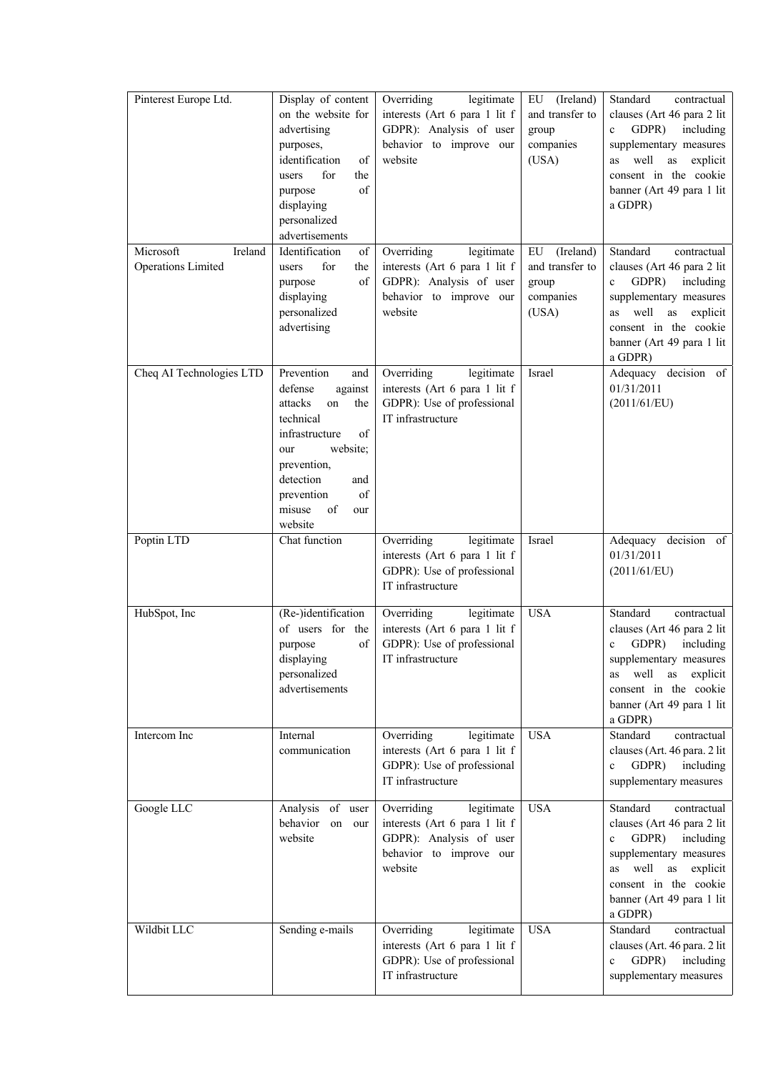| Pinterest Europe Ltd. | Display of content on the website for advertising purposes, identification of users for the purpose of displaying personalized advertisements | Overriding legitimate interests (Art 6 para 1 lit f GDPR): Analysis of user behavior to improve our website | EU (Ireland) and transfer to group companies (USA) | Standard contractual clauses (Art 46 para 2 lit c GDPR) including supplementary measures as well as explicit consent in the cookie banner (Art 49 para 1 lit a GDPR) |
|---|---|---|---|---|
| Microsoft Ireland Operations Limited | Identification of users for the purpose of displaying personalized advertising | Overriding legitimate interests (Art 6 para 1 lit f GDPR): Analysis of user behavior to improve our website | EU (Ireland) and transfer to group companies (USA) | Standard contractual clauses (Art 46 para 2 lit c GDPR) including supplementary measures as well as explicit consent in the cookie banner (Art 49 para 1 lit a GDPR) |
| Cheq AI Technologies LTD | Prevention and defense against attacks on the technical infrastructure of our website; prevention, detection and prevention of misuse of our website | Overriding legitimate interests (Art 6 para 1 lit f GDPR): Use of professional IT infrastructure | Israel | Adequacy decision of 01/31/2011 (2011/61/EU) |
| Poptin LTD | Chat function | Overriding legitimate interests (Art 6 para 1 lit f GDPR): Use of professional IT infrastructure | Israel | Adequacy decision of 01/31/2011 (2011/61/EU) |
| HubSpot, Inc | (Re-)identification of users for the purpose of displaying personalized advertisements | Overriding legitimate interests (Art 6 para 1 lit f GDPR): Use of professional IT infrastructure | USA | Standard contractual clauses (Art 46 para 2 lit c GDPR) including supplementary measures as well as explicit consent in the cookie banner (Art 49 para 1 lit a GDPR) |
| Intercom Inc | Internal communication | Overriding legitimate interests (Art 6 para 1 lit f GDPR): Use of professional IT infrastructure | USA | Standard contractual clauses (Art. 46 para. 2 lit c GDPR) including supplementary measures |
| Google LLC | Analysis of user behavior on our website | Overriding legitimate interests (Art 6 para 1 lit f GDPR): Analysis of user behavior to improve our website | USA | Standard contractual clauses (Art 46 para 2 lit c GDPR) including supplementary measures as well as explicit consent in the cookie banner (Art 49 para 1 lit a GDPR) |
| Wildbit LLC | Sending e-mails | Overriding legitimate interests (Art 6 para 1 lit f GDPR): Use of professional IT infrastructure | USA | Standard contractual clauses (Art. 46 para. 2 lit c GDPR) including supplementary measures |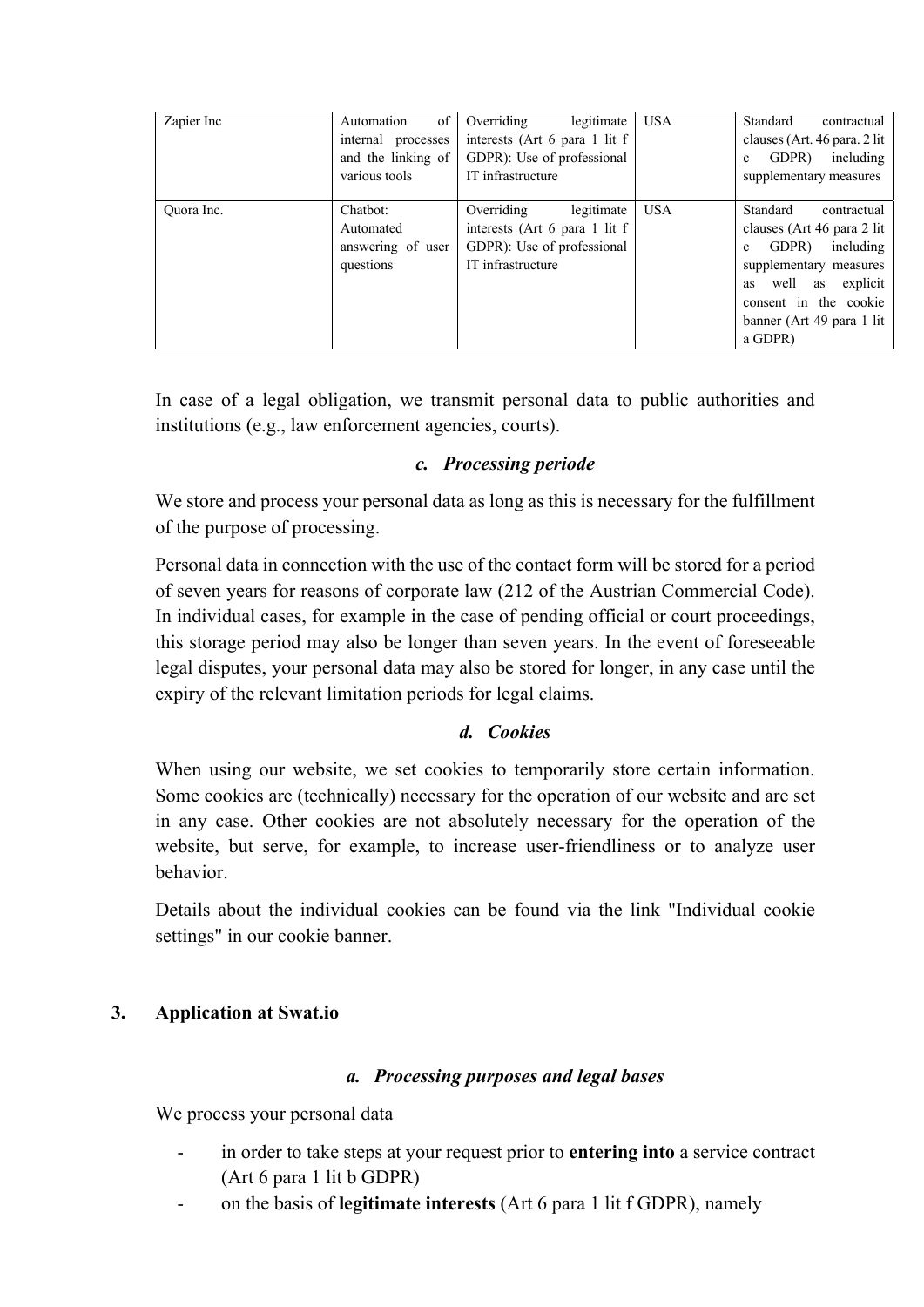| Zapier Inc | Automation of internal processes and the linking of various tools | Overriding legitimate interests (Art 6 para 1 lit f GDPR): Use of professional IT infrastructure | USA | Standard contractual clauses (Art. 46 para. 2 lit c GDPR) including supplementary measures |
| --- | --- | --- | --- | --- |
| Quora Inc. | Chatbot: Automated answering of user questions | Overriding legitimate interests (Art 6 para 1 lit f GDPR): Use of professional IT infrastructure | USA | Standard contractual clauses (Art 46 para 2 lit c GDPR) including supplementary measures as well as explicit consent in the cookie banner (Art 49 para 1 lit a GDPR) |

In case of a legal obligation, we transmit personal data to public authorities and institutions (e.g., law enforcement agencies, courts).

### *c. Processing periode*

We store and process your personal data as long as this is necessary for the fulfillment of the purpose of processing.

Personal data in connection with the use of the contact form will be stored for a period of seven years for reasons of corporate law (212 of the Austrian Commercial Code). In individual cases, for example in the case of pending official or court proceedings, this storage period may also be longer than seven years. In the event of foreseeable legal disputes, your personal data may also be stored for longer, in any case until the expiry of the relevant limitation periods for legal claims.

### *d. Cookies*

When using our website, we set cookies to temporarily store certain information. Some cookies are (technically) necessary for the operation of our website and are set in any case. Other cookies are not absolutely necessary for the operation of the website, but serve, for example, to increase user-friendliness or to analyze user behavior.

Details about the individual cookies can be found via the link "Individual cookie settings" in our cookie banner.

## 3. Application at Swat.io

### *a. Processing purposes and legal bases*

We process your personal data

- in order to take steps at your request prior to **entering into** a service contract (Art 6 para 1 lit b GDPR)
- on the basis of **legitimate interests** (Art 6 para 1 lit f GDPR), namely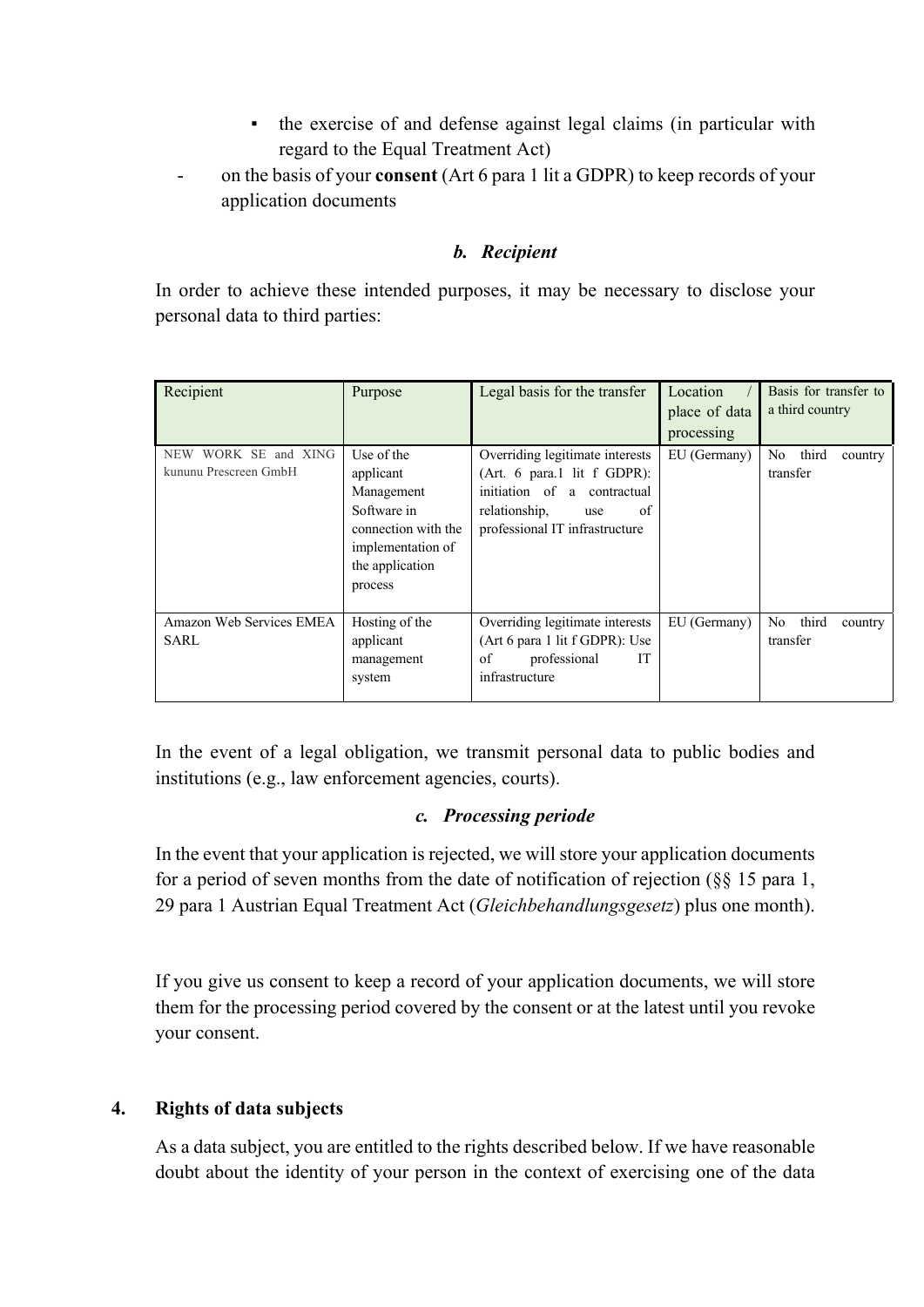- the exercise of and defense against legal claims (in particular with regard to the Equal Treatment Act)

- on the basis of your **consent** (Art 6 para 1 lit a GDPR) to keep records of your application documents

### *b. Recipient*

In order to achieve these intended purposes, it may be necessary to disclose your personal data to third parties:

| Recipient | Purpose | Legal basis for the transfer | Location / place of data processing | Basis for transfer to a third country |
|---|---|---|---|---|
| NEW WORK SE and XING kununu Prescreen GmbH | Use of the applicant Management Software in connection with the implementation of the application process | Overriding legitimate interests (Art. 6 para.1 lit f GDPR): initiation of a contractual relationship, use of professional IT infrastructure | EU (Germany) | No third country transfer |
| Amazon Web Services EMEA SARL | Hosting of the applicant management system | Overriding legitimate interests (Art 6 para 1 lit f GDPR): Use of professional IT infrastructure | EU (Germany) | No third country transfer |

In the event of a legal obligation, we transmit personal data to public bodies and institutions (e.g., law enforcement agencies, courts).

### *c. Processing periode*

In the event that your application is rejected, we will store your application documents for a period of seven months from the date of notification of rejection (§§ 15 para 1, 29 para 1 Austrian Equal Treatment Act (*Gleichbehandlungsgesetz*) plus one month).

If you give us consent to keep a record of your application documents, we will store them for the processing period covered by the consent or at the latest until you revoke your consent.

## 4. Rights of data subjects

As a data subject, you are entitled to the rights described below. If we have reasonable doubt about the identity of your person in the context of exercising one of the data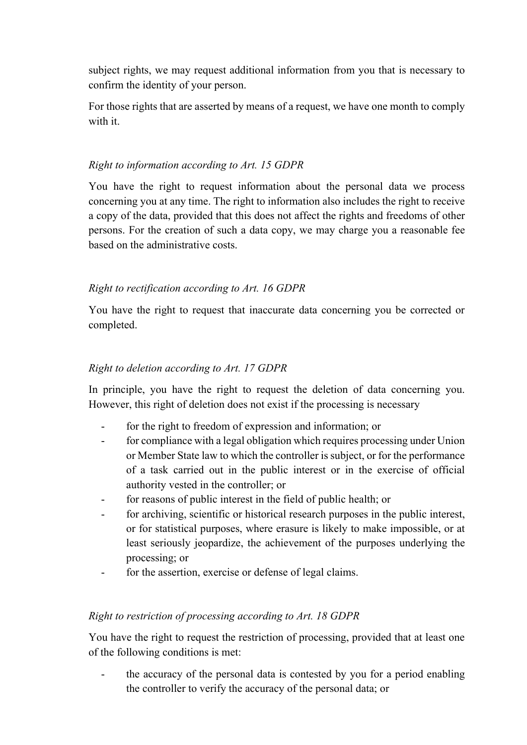subject rights, we may request additional information from you that is necessary to confirm the identity of your person.

For those rights that are asserted by means of a request, we have one month to comply with it.

*Right to information according to Art. 15 GDPR*

You have the right to request information about the personal data we process concerning you at any time. The right to information also includes the right to receive a copy of the data, provided that this does not affect the rights and freedoms of other persons. For the creation of such a data copy, we may charge you a reasonable fee based on the administrative costs.

*Right to rectification according to Art. 16 GDPR*

You have the right to request that inaccurate data concerning you be corrected or completed.

*Right to deletion according to Art. 17 GDPR*

In principle, you have the right to request the deletion of data concerning you. However, this right of deletion does not exist if the processing is necessary

- for the right to freedom of expression and information; or
- for compliance with a legal obligation which requires processing under Union or Member State law to which the controller is subject, or for the performance of a task carried out in the public interest or in the exercise of official authority vested in the controller; or
- for reasons of public interest in the field of public health; or
- for archiving, scientific or historical research purposes in the public interest, or for statistical purposes, where erasure is likely to make impossible, or at least seriously jeopardize, the achievement of the purposes underlying the processing; or
- for the assertion, exercise or defense of legal claims.

*Right to restriction of processing according to Art. 18 GDPR*

You have the right to request the restriction of processing, provided that at least one of the following conditions is met:

- the accuracy of the personal data is contested by you for a period enabling the controller to verify the accuracy of the personal data; or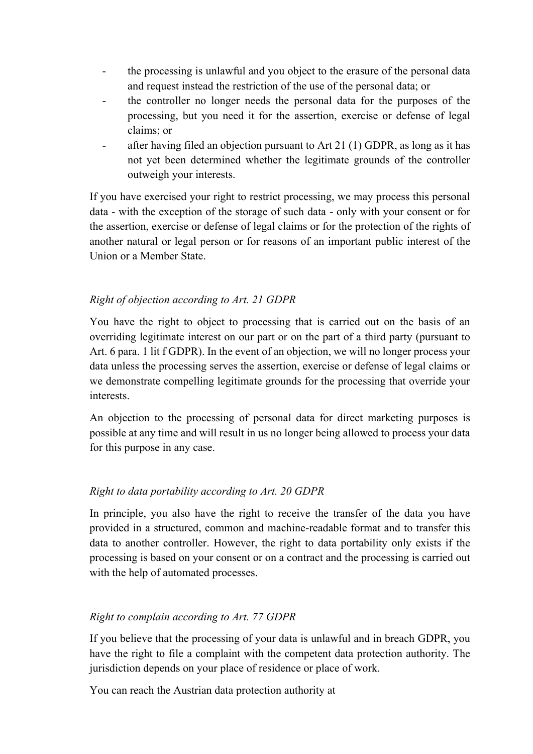- the processing is unlawful and you object to the erasure of the personal data and request instead the restriction of the use of the personal data; or
- the controller no longer needs the personal data for the purposes of the processing, but you need it for the assertion, exercise or defense of legal claims; or
- after having filed an objection pursuant to Art 21 (1) GDPR, as long as it has not yet been determined whether the legitimate grounds of the controller outweigh your interests.

If you have exercised your right to restrict processing, we may process this personal data - with the exception of the storage of such data - only with your consent or for the assertion, exercise or defense of legal claims or for the protection of the rights of another natural or legal person or for reasons of an important public interest of the Union or a Member State.

*Right of objection according to Art. 21 GDPR*

You have the right to object to processing that is carried out on the basis of an overriding legitimate interest on our part or on the part of a third party (pursuant to Art. 6 para. 1 lit f GDPR). In the event of an objection, we will no longer process your data unless the processing serves the assertion, exercise or defense of legal claims or we demonstrate compelling legitimate grounds for the processing that override your interests.

An objection to the processing of personal data for direct marketing purposes is possible at any time and will result in us no longer being allowed to process your data for this purpose in any case.

*Right to data portability according to Art. 20 GDPR*

In principle, you also have the right to receive the transfer of the data you have provided in a structured, common and machine-readable format and to transfer this data to another controller. However, the right to data portability only exists if the processing is based on your consent or on a contract and the processing is carried out with the help of automated processes.

*Right to complain according to Art. 77 GDPR*

If you believe that the processing of your data is unlawful and in breach GDPR, you have the right to file a complaint with the competent data protection authority. The jurisdiction depends on your place of residence or place of work.

You can reach the Austrian data protection authority at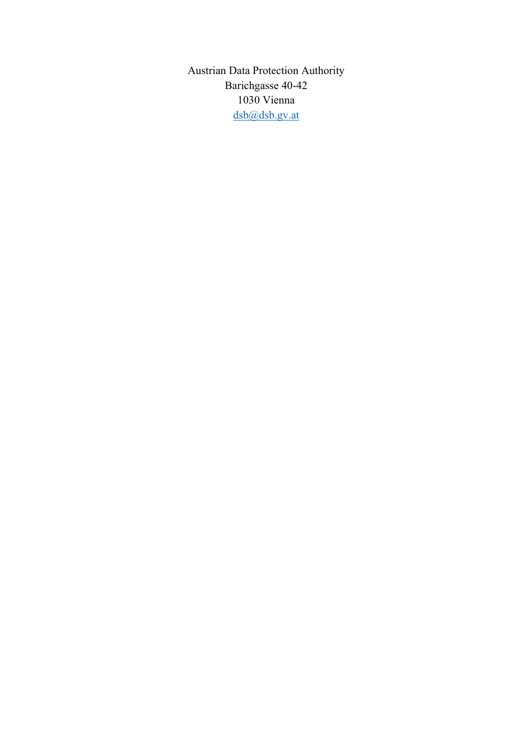Austrian Data Protection Authority
Barichgasse 40-42
1030 Vienna
dsb@dsb.gv.at